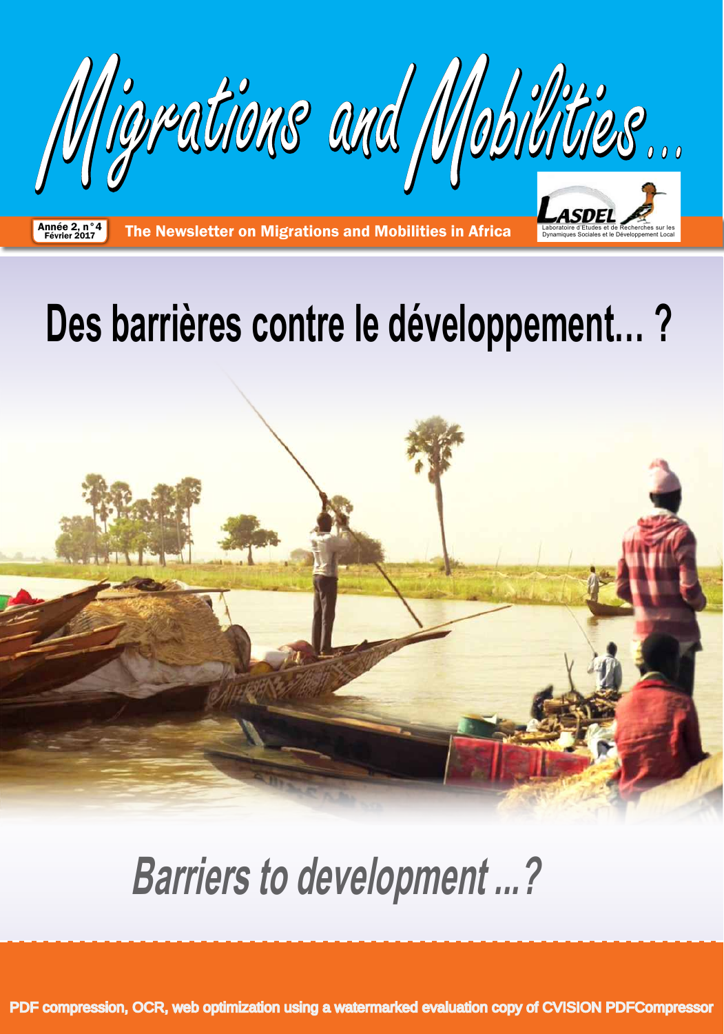# Migrations and Mobilities...

Année 2, n° 4
Février 2017

The Newsletter on Migrations and Mobilities in Africa

LASDEL
Laboratoire d'Etudes et de Recherches sur les Dynamiques Sociales et le Développement Local

# Des barrières contre le développement... ?

# *Barriers to development ...?*

PDF compression, OCR, web optimization using a watermarked evaluation copy of CVISION PDFCompressor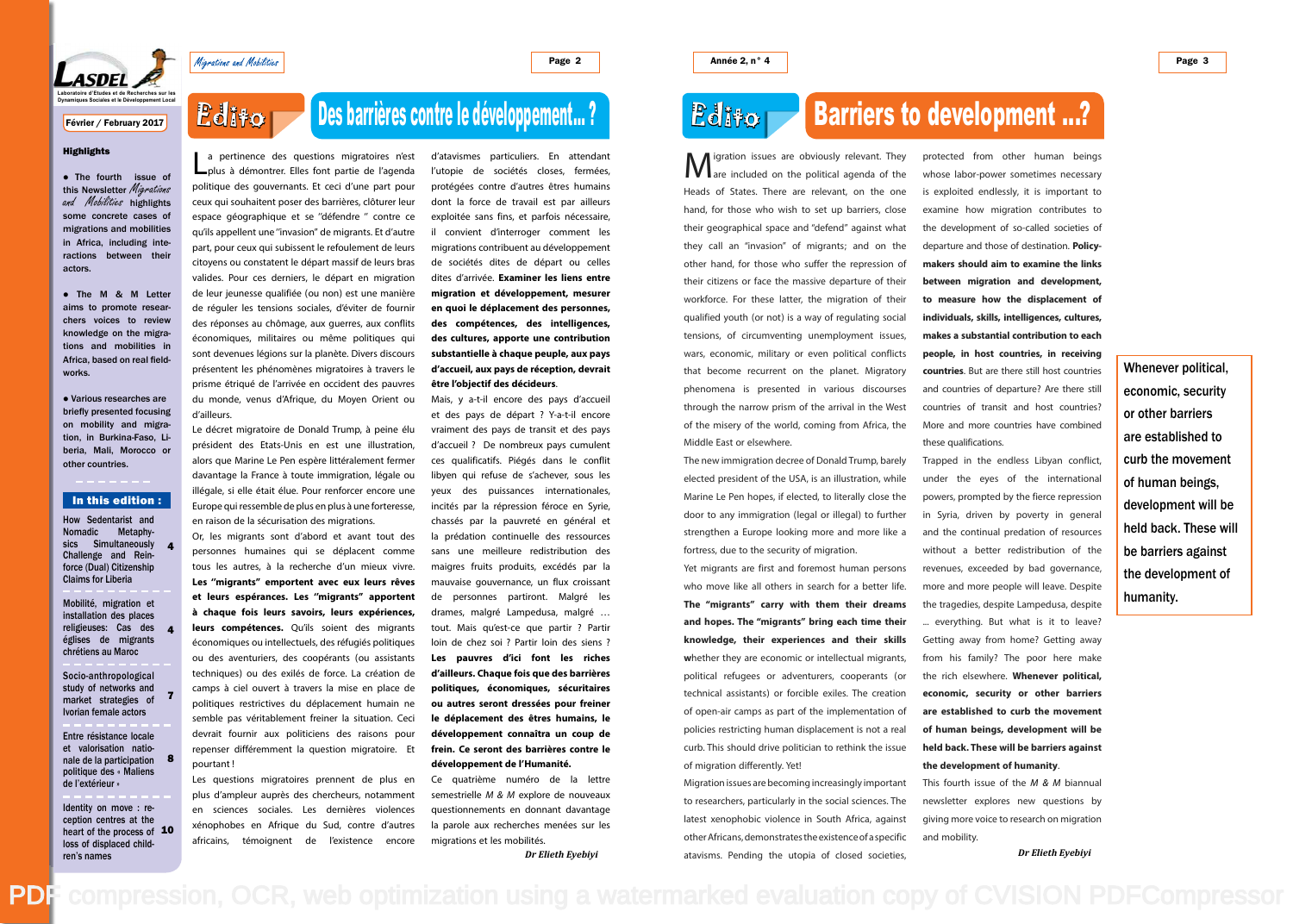**LASDEL**
Laboratoire d'Etudes et de Recherches sur les Dynamiques Sociales et le Développement Local

Février / February 2017

## Highlights

- The fourth issue of this Newsletter *Migrations and Mobilities* highlights some concrete cases of migrations and mobilities in Africa, including interactions between their actors.
- The M & M Letter aims to promote researchers voices to review knowledge on the migrations and mobilities in Africa, based on real fieldworks.
- Various researches are briefly presented focusing on mobility and migration, in Burkina-Faso, Liberia, Mali, Morocco or other countries.

## In this edition :

| | |
|---|---|
| How Sedentarist and Nomadic Metaphysics Simultaneously Challenge and Reinforce (Dual) Citizenship Claims for Liberia | 4 |
| Mobilité, migration et installation des places religieuses: Cas des églises de migrants chrétiens au Maroc | 4 |
| Socio-anthropological study of networks and market strategies of Ivorian female actors | 7 |
| Entre résistance locale et valorisation nationale de la participation politique des « Maliens de l'extérieur » | 8 |
| Identity on move : reception centres at the heart of the process of loss of displaced children's names | 10 |

# Edito — Des barrières contre le développement... ?

La pertinence des questions migratoires n'est plus à démontrer. Elles font partie de l'agenda politique des gouvernants. Et ceci d'une part pour ceux qui souhaitent poser des barrières, clôturer leur espace géographique et se "défendre " contre ce qu'ils appellent une "invasion" de migrants. Et d'autre part, pour ceux qui subissent le refoulement de leurs citoyens ou constatent le départ massif de leurs bras valides. Pour ces derniers, le départ en migration de leur jeunesse qualifiée (ou non) est une manière de réguler les tensions sociales, d'éviter de fournir des réponses au chômage, aux guerres, aux conflits économiques, militaires ou même politiques qui sont devenues légions sur la planète. Divers discours présentent les phénomènes migratoires à travers le prisme étriqué de l'arrivée en occident des pauvres du monde, venus d'Afrique, du Moyen Orient ou d'ailleurs.

Le décret migratoire de Donald Trump, à peine élu président des Etats-Unis en est une illustration, alors que Marine Le Pen espère littéralement fermer davantage la France à toute immigration, légale ou illégale, si elle était élue. Pour renforcer encore une Europe qui ressemble de plus en plus à une forteresse, en raison de la sécurisation des migrations.

Or, les migrants sont d'abord et avant tout des personnes humaines qui se déplacent comme tous les autres, à la recherche d'un mieux vivre. **Les "migrants" emportent avec eux leurs rêves et leurs espérances. Les "migrants" apportent à chaque fois leurs savoirs, leurs expériences, leurs compétences.** Qu'ils soient des migrants économiques ou intellectuels, des réfugiés politiques ou des aventuriers, des coopérants (ou assistants techniques) ou des exilés de force. La création de camps à ciel ouvert à travers la mise en place de politiques restrictives du déplacement humain ne semble pas véritablement freiner la situation. Ceci devrait fournir aux politiciens des raisons pour repenser différemment la question migratoire. Et pourtant !

Les questions migratoires prennent de plus en plus d'ampleur auprès des chercheurs, notamment en sciences sociales. Les dernières violences xénophobes en Afrique du Sud, contre d'autres africains, témoignent de l'existence encore d'atavismes particuliers. En attendant l'utopie de sociétés closes, fermées, protégées contre d'autres êtres humains dont la force de travail est par ailleurs exploitée sans fins, et parfois nécessaire, il convient d'interroger comment les migrations contribuent au développement de sociétés dites de départ ou celles dites d'arrivée. **Examiner les liens entre migration et développement, mesurer en quoi le déplacement des personnes, des compétences, des intelligences, des cultures, apporte une contribution substantielle à chaque peuple, aux pays d'accueil, aux pays de réception, devrait être l'objectif des décideurs**.

Mais, y a-t-il encore des pays d'accueil et des pays de départ ? Y-a-t-il encore vraiment des pays de transit et des pays d'accueil ? De nombreux pays cumulent ces qualificatifs. Piégés dans le conflit libyen qui refuse de s'achever, sous les yeux des puissances internationales, incités par la répression féroce en Syrie, chassés par la pauvreté en général et la prédation continuelle des ressources sans une meilleure redistribution des maigres fruits produits, excédés par la mauvaise gouvernance, un flux croissant de personnes partiront. Malgré les drames, malgré Lampedusa, malgré … tout. Mais qu'est-ce que partir ? Partir loin de chez soi ? Partir loin des siens ? **Les pauvres d'ici font les riches d'ailleurs. Chaque fois que des barrières politiques, économiques, sécuritaires ou autres seront dressées pour freiner le déplacement des êtres humains, le développement connaîtra un coup de frein. Ce seront des barrières contre le développement de l'Humanité.**

Ce quatrième numéro de la lettre semestrielle *M & M* explore de nouveaux questionnements en donnant davantage la parole aux recherches menées sur les migrations et les mobilités.

***Dr Elieth Eyebiyi***

# Edito — Barriers to development ...?

Migration issues are obviously relevant. They are included on the political agenda of the Heads of States. There are relevant, on the one hand, for those who wish to set up barriers, close their geographical space and "defend" against what they call an "invasion" of migrants; and on the other hand, for those who suffer the repression of their citizens or face the massive departure of their workforce. For these latter, the migration of their qualified youth (or not) is a way of regulating social tensions, of circumventing unemployment issues, wars, economic, military or even political conflicts that become recurrent on the planet. Migratory phenomena is presented in various discourses through the narrow prism of the arrival in the West of the misery of the world, coming from Africa, the Middle East or elsewhere.

The new immigration decree of Donald Trump, barely elected president of the USA, is an illustration, while Marine Le Pen hopes, if elected, to literally close the door to any immigration (legal or illegal) to further strengthen a Europe looking more and more like a fortress, due to the security of migration.

Yet migrants are first and foremost human persons who move like all others in search for a better life. **The "migrants" carry with them their dreams and hopes. The "migrants" bring each time their knowledge, their experiences and their skills** whether they are economic or intellectual migrants, political refugees or adventurers, cooperants (or technical assistants) or forcible exiles. The creation of open-air camps as part of the implementation of policies restricting human displacement is not a real curb. This should drive politician to rethink the issue of migration differently. Yet!

Migration issues are becoming increasingly important to researchers, particularly in the social sciences. The latest xenophobic violence in South Africa, against other Africans, demonstrates the existence of a specific atavisms. Pending the utopia of closed societies, protected from other human beings whose labor-power sometimes necessary is exploited endlessly, it is important to examine how migration contributes to the development of so-called societies of departure and those of destination. **Policy-makers should aim to examine the links between migration and development, to measure how the displacement of individuals, skills, intelligences, cultures, makes a substantial contribution to each people, in host countries, in receiving countries**. But are there still host countries and countries of departure? Are there still countries of transit and host countries? More and more countries have combined these qualifications.

Trapped in the endless Libyan conflict, under the eyes of the international powers, prompted by the fierce repression in Syria, driven by poverty in general and the continual predation of resources without a better redistribution of the revenues, exceeded by bad governance, more and more people will leave. Despite the tragedies, despite Lampedusa, despite ... everything. But what is it to leave? Getting away from home? Getting away from his family? The poor here make the rich elsewhere. **Whenever political, economic, security or other barriers are established to curb the movement of human beings, development will be held back. These will be barriers against the development of humanity**.

This fourth issue of the *M & M* biannual newsletter explores new questions by giving more voice to research on migration and mobility.

***Dr Elieth Eyebiyi***

> Whenever political, economic, security or other barriers are established to curb the movement of human beings, development will be held back. These will be barriers against the development of humanity.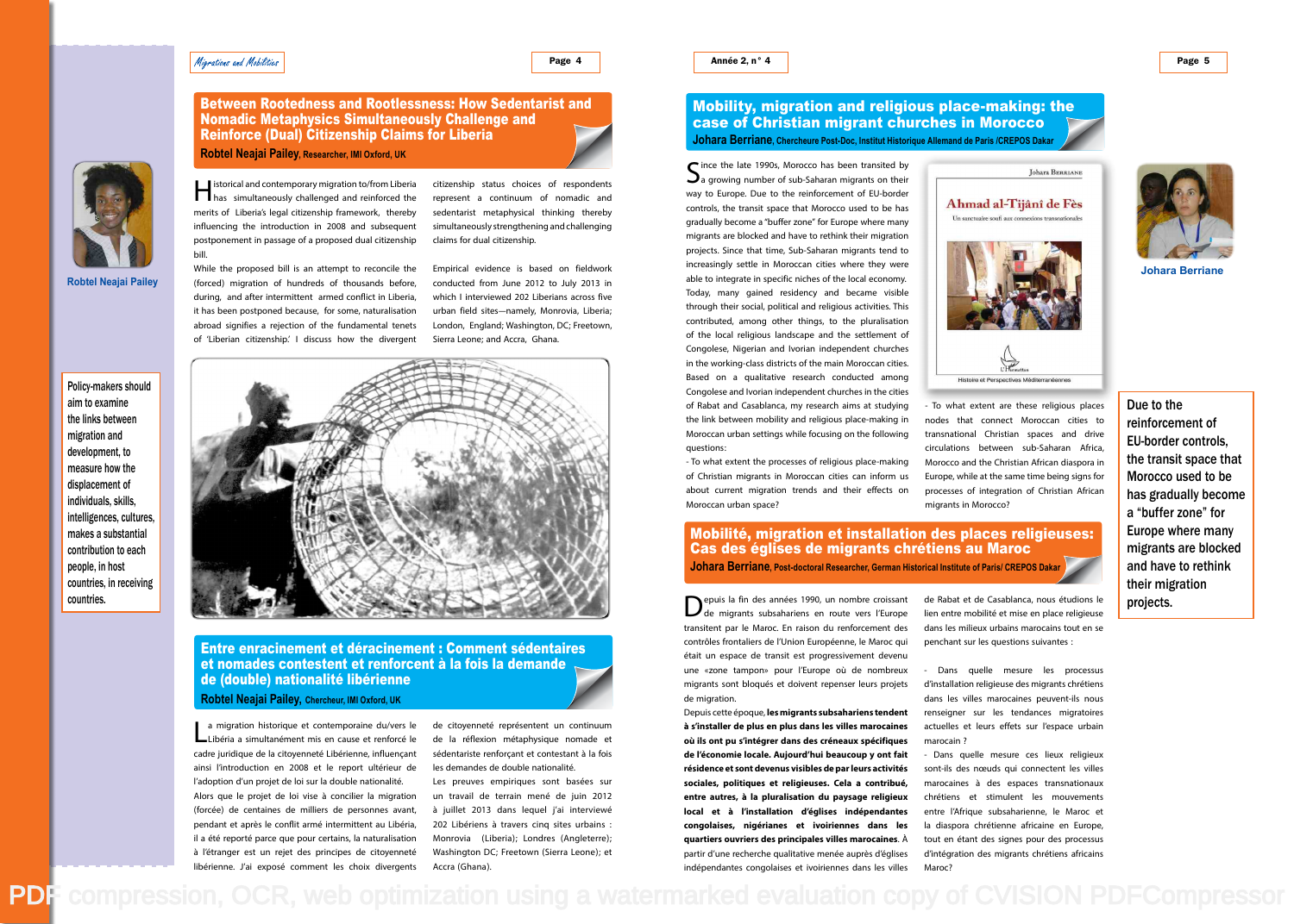## Between Rootedness and Rootlessness: How Sedentarist and Nomadic Metaphysics Simultaneously Challenge and Reinforce (Dual) Citizenship Claims for Liberia

**Robtel Neajai Pailey**, Researcher, IMI Oxford, UK

Robtel Neajai Pailey

Historical and contemporary migration to/from Liberia has simultaneously challenged and reinforced the merits of Liberia's legal citizenship framework, thereby influencing the introduction in 2008 and subsequent postponement in passage of a proposed dual citizenship bill.

While the proposed bill is an attempt to reconcile the (forced) migration of hundreds of thousands before, during, and after intermittent armed conflict in Liberia, it has been postponed because, for some, naturalisation abroad signifies a rejection of the fundamental tenets of 'Liberian citizenship.' I discuss how the divergent citizenship status choices of respondents represent a continuum of nomadic and sedentarist metaphysical thinking thereby simultaneously strengthening and challenging claims for dual citizenship.

Empirical evidence is based on fieldwork conducted from June 2012 to July 2013 in which I interviewed 202 Liberians across five urban field sites—namely, Monrovia, Liberia; London, England; Washington, DC; Freetown, Sierra Leone; and Accra, Ghana.

> Policy-makers should aim to examine the links between migration and development, to measure how the displacement of individuals, skills, intelligences, cultures, makes a substantial contribution to each people, in host countries, in receiving countries.

## Entre enracinement et déracinement : Comment sédentaires et nomades contestent et renforcent à la fois la demande de (double) nationalité libérienne

**Robtel Neajai Pailey**, Chercheur, IMI Oxford, UK

La migration historique et contemporaine du/vers le Libéria a simultanément mis en cause et renforcé le cadre juridique de la citoyenneté Libérienne, influençant ainsi l'introduction en 2008 et le report ultérieur de l'adoption d'un projet de loi sur la double nationalité.

Alors que le projet de loi vise à concilier la migration (forcée) de centaines de milliers de personnes avant, pendant et après le conflit armé intermittent au Libéria, il a été reporté parce que pour certains, la naturalisation à l'étranger est un rejet des principes de citoyenneté libérienne. J'ai exposé comment les choix divergents de citoyenneté représentent un continuum de la réflexion métaphysique nomade et sédentariste renforçant et contestant à la fois les demandes de double nationalité.

Les preuves empiriques sont basées sur un travail de terrain mené de juin 2012 à juillet 2013 dans lequel j'ai interviewé 202 Libériens à travers cinq sites urbains : Monrovia (Libéria); Londres (Angleterre); Washington DC; Freetown (Sierra Leone); et Accra (Ghana).

## Mobility, migration and religious place-making: the case of Christian migrant churches in Morocco

**Johara Berriane**, Chercheure Post-Doc, Institut Historique Allemand de Paris /CREPOS Dakar

Johara Berriane

Since the late 1990s, Morocco has been transited by a growing number of sub-Saharan migrants on their way to Europe. Due to the reinforcement of EU-border controls, the transit space that Morocco used to be has gradually become a "buffer zone" for Europe where many migrants are blocked and have to rethink their migration projects. Since that time, Sub-Saharan migrants tend to increasingly settle in Moroccan cities where they were able to integrate in specific niches of the local economy. Today, many gained residency and became visible through their social, political and religious activities. This contributed, among other things, to the pluralisation of the local religious landscape and the settlement of Congolese, Nigerian and Ivorian independent churches in the working-class districts of the main Moroccan cities. Based on a qualitative research conducted among Congolese and Ivorian independent churches in the cities of Rabat and Casablanca, my research aims at studying the link between mobility and religious place-making in Moroccan urban settings while focusing on the following questions:

- To what extent the processes of religious place-making of Christian migrants in Moroccan cities can inform us about current migration trends and their effects on Moroccan urban space?
- To what extent are these religious places nodes that connect Moroccan cities to transnational Christian spaces and drive circulations between sub-Saharan Africa, Morocco and the Christian African diaspora in Europe, while at the same time being signs for processes of integration of Christian African migrants in Morocco?

Johara Berriane
**Ahmad al-Tijânî de Fès**
Un sanctuaire soufi aux connexions transnationales
L'Harmattan
Histoire et Perspectives Méditerranéennes

> Due to the reinforcement of EU-border controls, the transit space that Morocco used to be has gradually become a "buffer zone" for Europe where many migrants are blocked and have to rethink their migration projects.

## Mobilité, migration et installation des places religieuses: Cas des églises de migrants chrétiens au Maroc

**Johara Berriane**, Post-doctoral Researcher, German Historical Institute of Paris/ CREPOS Dakar

Depuis la fin des années 1990, un nombre croissant de migrants subsahariens en route vers l'Europe transitent par le Maroc. En raison du renforcement des contrôles frontaliers de l'Union Européenne, le Maroc qui était un espace de transit est progressivement devenu une «zone tampon» pour l'Europe où de nombreux migrants sont bloqués et doivent repenser leurs projets de migration.

Depuis cette époque, **les migrants subsahariens tendent à s'installer de plus en plus dans les villes marocaines où ils ont pu s'intégrer dans des créneaux spécifiques de l'économie locale. Aujourd'hui beaucoup y ont fait résidence et sont devenus visibles par leurs activités sociales, politiques et religieuses. Cela a contribué, entre autres, à la pluralisation du paysage religieux local et à l'installation d'églises indépendantes congolaises, nigérianes et ivoiriennes dans les quartiers ouvriers des principales villes marocaines.** À partir d'une recherche qualitative menée auprès d'églises indépendantes congolaises et ivoiriennes dans les villes de Rabat et de Casablanca, nous étudions le lien entre mobilité et mise en place religieuse dans les milieux urbains marocains tout en se penchant sur les questions suivantes :

- Dans quelle mesure les processus d'installation religieuse des migrants chrétiens dans les villes marocaines peuvent-ils nous renseigner sur les tendances migratoires actuelles et leurs effets sur l'espace urbain marocain ?
- Dans quelle mesure ces lieux religieux sont-ils des nœuds qui connectent les villes marocaines à des espaces transnationaux chrétiens et stimulent les mouvements entre l'Afrique subsaharienne, le Maroc et la diaspora chrétienne africaine en Europe, tout en étant des signes pour des processus d'intégration des migrants chrétiens africains Maroc?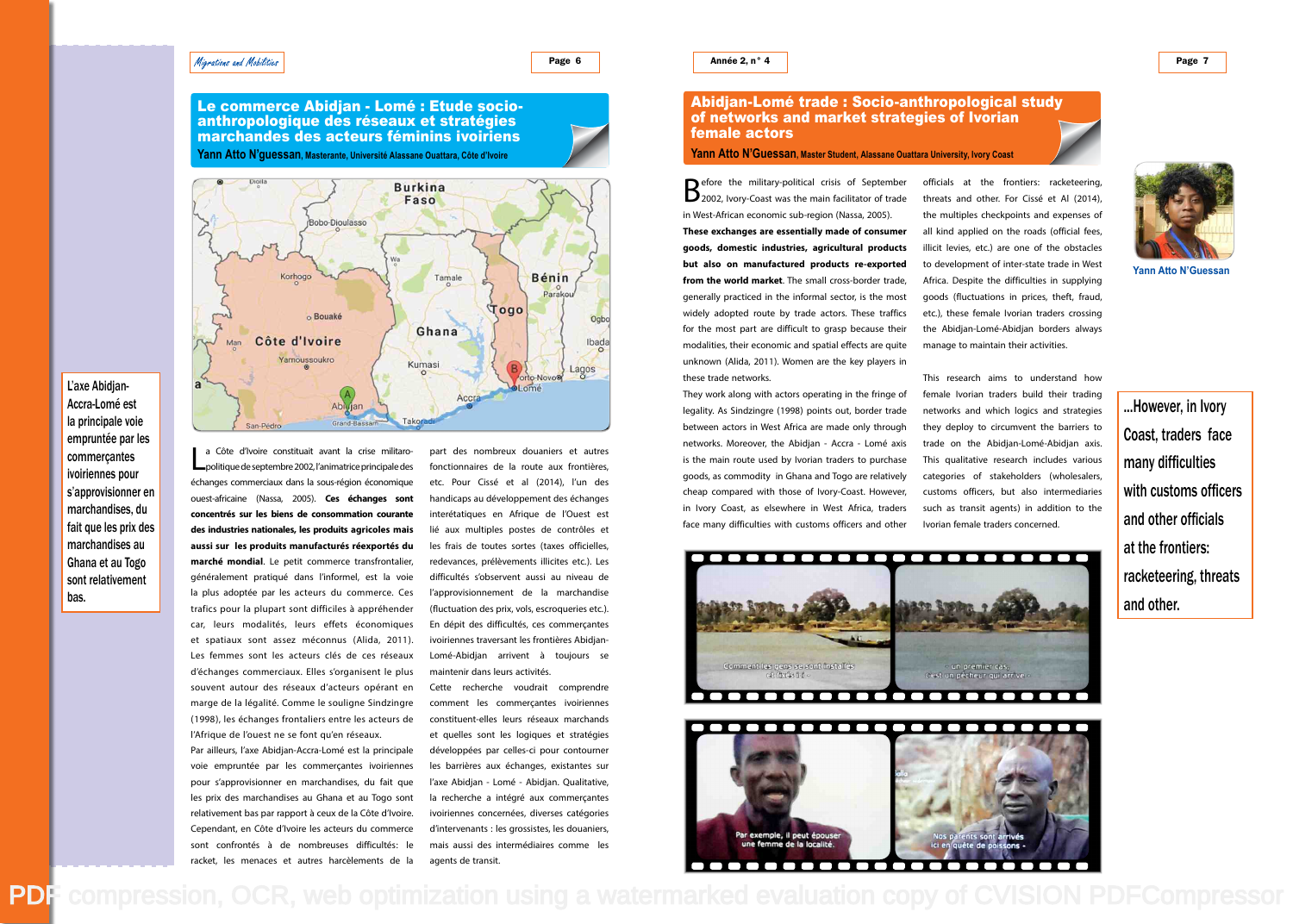# Le commerce Abidjan - Lomé : Etude socio-anthropologique des réseaux et stratégies marchandes des acteurs féminins ivoiriens

**Yann Atto N'guessan**, Masterante, Université Alassane Ouattara, Côte d'Ivoire

L'axe Abidjan-Accra-Lomé est la principale voie empruntée par les commerçantes ivoiriennes pour s'approvisionner en marchandises, du fait que les prix des marchandises au Ghana et au Togo sont relativement bas.

La Côte d'Ivoire constituait avant la crise militaro-politique de septembre 2002, l'animatrice principale des échanges commerciaux dans la sous-région économique ouest-africaine (Nassa, 2005). **Ces échanges sont concentrés sur les biens de consommation courante des industries nationales, les produits agricoles mais aussi sur les produits manufacturés réexportés du marché mondial**. Le petit commerce transfrontalier, généralement pratiqué dans l'informel, est la voie la plus adoptée par les acteurs du commerce. Ces trafics pour la plupart sont difficiles à appréhender car, leurs modalités, leurs effets économiques et spatiaux sont assez méconnus (Alida, 2011). Les femmes sont les acteurs clés de ces réseaux d'échanges commerciaux. Elles s'organisent le plus souvent autour des réseaux d'acteurs opérant en marge de la légalité. Comme le souligne Sindzingre (1998), les échanges frontaliers entre les acteurs de l'Afrique de l'ouest ne se font qu'en réseaux.

Par ailleurs, l'axe Abidjan-Accra-Lomé est la principale voie empruntée par les commerçantes ivoiriennes pour s'approvisionner en marchandises, du fait que les prix des marchandises au Ghana et au Togo sont relativement bas par rapport à ceux de la Côte d'Ivoire. Cependant, en Côte d'Ivoire les acteurs du commerce sont confrontés à de nombreuses difficultés: le racket, les menaces et autres harcèlements de la part des nombreux douaniers et autres fonctionnaires à la route aux frontières, etc. Pour Cissé et al (2014), l'un des handicaps au développement des échanges interétatiques en Afrique de l'Ouest est lié aux multiples postes de contrôles et les frais de toutes sortes (taxes officielles, redevances, prélèvements illicites etc.). Les difficultés s'observent aussi au niveau de l'approvisionnement de la marchandise (fluctuation des prix, vols, escroqueries etc.). En dépit des difficultés, ces commerçantes ivoiriennes traversant les frontières Abidjan-Lomé-Abidjan arrivent à toujours se maintenir dans leurs activités.

Cette recherche voudrait comprendre comment les commerçantes ivoiriennes constituent-elles leurs réseaux marchands et quelles sont les logiques et stratégies développées par celles-ci pour contourner les barrières aux échanges, existantes sur l'axe Abidjan - Lomé - Abidjan. Qualitative, la recherche a intégré aux commerçantes ivoiriennes concernées, diverses catégories d'intervenants : les grossistes, les douaniers, mais aussi des intermédiaires comme les agents de transit.

# Abidjan-Lomé trade : Socio-anthropological study of networks and market strategies of Ivorian female actors

**Yann Atto N'Guessan**, Master Student, Alassane Ouattara University, Ivory Coast

Yann Atto N'Guessan

Before the military-political crisis of September 2002, Ivory-Coast was the main facilitator of trade in West-African economic sub-region (Nassa, 2005). **These exchanges are essentially made of consumer goods, domestic industries, agricultural products but also on manufactured products re-exported from the world market**. The small cross-border trade, generally practiced in the informal sector, is the most widely adopted route by trade actors. These traffics for the most part are difficult to grasp because their modalities, their economic and spatial effects are quite unknown (Alida, 2011). Women are the key players in these trade networks.

They work along with actors operating in the fringe of legality. As Sindzingre (1998) points out, border trade between actors in West Africa are made only through networks. Moreover, the Abidjan - Accra - Lomé axis is the main route used by Ivorian traders to purchase goods, as commodity in Ghana and Togo are relatively cheap compared with those of Ivory-Coast. However, in Ivory Coast, as elsewhere in West Africa, traders face many difficulties with customs officers and other officials at the frontiers: racketeering, threats and other. For Cissé et Al (2014), illicit levies, etc.) are one of the obstacles to development of inter-state trade in West Africa. Despite the difficulties in supplying goods (fluctuations in prices, theft, fraud, etc.), these female Ivorian traders crossing the Abidjan-Lomé-Abidjan borders always manage to maintain their activities.

This research aims to understand how female Ivorian traders build their trading networks and which logics and strategies they deploy to circumvent the barriers to trade on the Abidjan-Lomé-Abidjan axis. This qualitative research includes various categories of stakeholders (wholesalers, customs officers, but also intermediaries such as transit agents) in addition to the Ivorian female traders concerned.

...However, in Ivory Coast, traders face many difficulties with customs officers and other officials at the frontiers: racketeering, threats and other.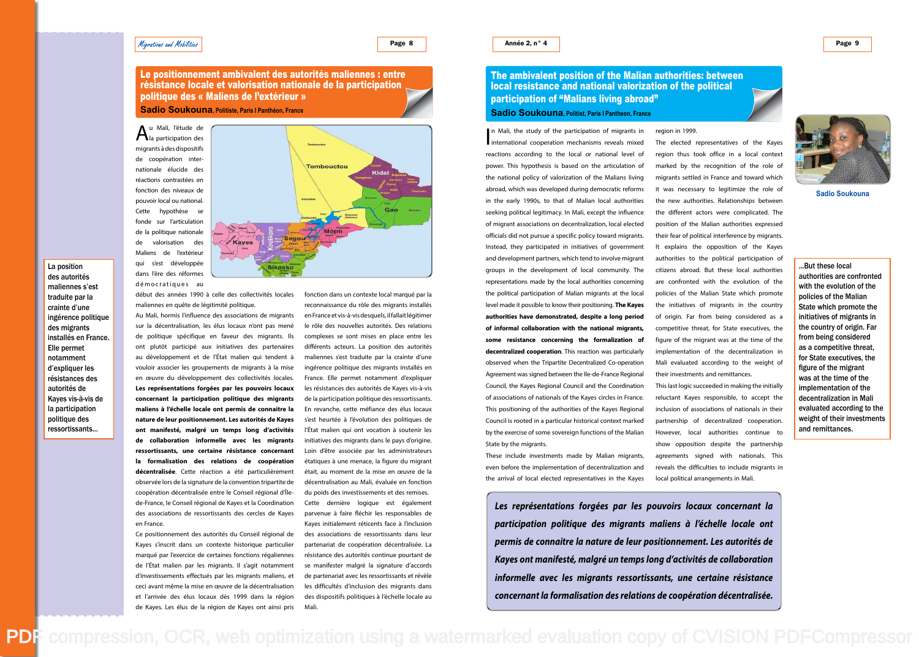# Le positionnement ambivalent des autorités maliennes : entre résistance locale et valorisation nationale de la participation politique des « Maliens de l'extérieur »

**Sadio Soukouna**, Politiste, Paris I Panthéon, France

La position des autorités maliennes s'est traduite par la crainte d'une ingérence politique des migrants installés en France. Elle permet notamment d'expliquer les résistances des autorités de Kayes vis-à-vis de la participation politique des ressortissants...

Au Mali, l'étude de la participation des migrants à des dispositifs de coopération internationale élucide des réactions contrastées en fonction des niveaux de pouvoir local ou national. Cette hypothèse se fonde sur l'articulation de la politique nationale de valorisation des Maliens de l'extérieur qui s'est développée dans l'ère des réformes démocratiques au début des années 1990 à celle des collectivités locales maliennes en quête de légitimité politique.

Au Mali, hormis l'influence des associations de migrants sur la décentralisation, les élus locaux n'ont pas mené de politique spécifique en faveur des migrants. Ils ont plutôt participé aux initiatives des partenaires au développement et de l'État malien qui tendent à vouloir associer les groupements de migrants à la mise en œuvre du développement des collectivités locales. **Les représentations forgées par les pouvoirs locaux concernant la participation politique des migrants maliens à l'échelle locale ont permis de connaitre la nature de leur positionnement. Les autorités de Kayes ont manifesté, malgré un temps long d'activités de collaboration informelle avec les migrants ressortissants, une certaine résistance concernant la formalisation des relations de coopération décentralisée**. Cette réaction a été particulièrement observée lors de la signature de la convention tripartite de coopération décentralisée entre le Conseil régional d'Île-de-France, le Conseil régional de Kayes et la Coordination des associations de ressortissants des cercles de Kayes en France.

Ce positionnement des autorités du Conseil régional de Kayes s'inscrit dans un contexte historique particulier marqué par l'exercice de certaines fonctions régaliennes de l'État malien par les migrants. Il s'agit notamment d'investissements effectués par les migrants maliens, et ceci avant même la mise en œuvre de la décentralisation et l'arrivée des élus locaux dès 1999 dans la région de Kayes. Les élus de la région de Kayes ont ainsi pris fonction dans un contexte local marqué par la reconnaissance du rôle des migrants installés en France et vis-à-vis desquels, il fallait légitimer le rôle des nouvelles autorités. Des relations complexes se sont mises en place entre les différents acteurs. La position des autorités maliennes s'est traduite par la crainte d'une ingérence politique des migrants installés en France. Elle permet notamment d'expliquer les résistances des autorités de Kayes vis-à-vis de la participation politique des ressortissants.

En revanche, cette méfiance des élus locaux s'est heurtée à l'évolution des politiques de l'État malien qui ont vocation à soutenir les initiatives des migrants dans le pays d'origine. Loin d'être associée par les administrateurs étatiques à une menace, la figure du migrant était, au moment de la mise en œuvre de la décentralisation au Mali, évaluée en fonction du poids des investissements et des remises. Cette dernière logique est également parvenue à faire fléchir les responsables de Kayes initialement réticents face à l'inclusion des associations de ressortissants dans leur partenariat de coopération décentralisée. La résistance des autorités locales continue pourtant de se manifester malgré la signature d'accords de partenariat avec les ressortissants et révèle les difficultés d'inclusion des migrants dans des dispositifs politiques à l'échelle locale au Mali.

# The ambivalent position of the Malian authorities: between local resistance and national valorization of the political participation of "Malians living abroad"

**Sadio Soukouna**, Politist, Paris I Pantheon, France

Sadio Soukouna

...But these local authorities are confronted with the evolution of the policies of the Malian State which promote the initiatives of migrants in the country of origin. Far from being considered as a competitive threat, for State executives, the figure of the migrant was at the time of the implementation of the decentralization in Mali evaluated according to the weight of their investments and remittances.

In Mali, the study of the participation of migrants in international cooperation mechanisms reveals mixed reactions according to the local or national level of power. This hypothesis is based on the articulation of the national policy of valorization of the Malians living abroad, which was developed during democratic reforms in the early 1990s, to that of Malian local authorities seeking political legitimacy. In Mali, except the influence of migrant associations on decentralization, local elected officials did not pursue a specific policy toward migrants. Instead, they participated in initiatives of government and development partners, which tend to involve migrant groups in the development of local community. The representations made by the local authorities concerning the political participation of Malian migrants at the local level made it possible to know their positioning. **The Kayes authorities have demonstrated, despite a long period of informal collaboration with the national migrants, some resistance concerning the formalization of decentralized cooperation**. This reaction was particularly observed when the Tripartite Decentralized Co-operation Agreement was signed between the Ile-de-France Regional Council, the Kayes Regional Council and the Coordination of associations of nationals of the Kayes circles in France. This positioning of the authorities of the Kayes Regional Council is rooted in a particular historical context marked by the exercise of some sovereign functions of the Malian State by the migrants.

These include investments made by Malian migrants, even before the implementation of decentralization and the arrival of local elected representatives in the Kayes region in 1999.

The elected representatives of the Kayes region thus took office in a local context marked by the recognition of the role of migrants settled in France and toward which it was necessary to legitimize the role of the new authorities. Relationships between the different actors were complicated. The position of the Malian authorities expressed their fear of political interference by migrants. It explains the opposition of the Kayes authorities to the political participation of citizens abroad. But these local authorities are confronted with the evolution of the policies of the Malian State which promote the initiatives of migrants in the country of origin. Far from being considered as a competitive threat, for State executives, the figure of the migrant was at the time of the implementation of the decentralization in Mali evaluated according to the weight of their investments and remittances.

This last logic succeeded in making the initially reluctant Kayes responsible, to accept the inclusion of associations of nationals in their partnership of decentralized cooperation. However, local authorities continue to show opposition despite the partnership agreements signed with nationals. This reveals the difficulties to include migrants in local political arrangements in Mali.

*Les représentations forgées par les pouvoirs locaux concernant la participation politique des migrants maliens à l'échelle locale ont permis de connaitre la nature de leur positionnement. Les autorités de Kayes ont manifesté, malgré un temps long d'activités de collaboration informelle avec les migrants ressortissants, une certaine résistance concernant la formalisation des relations de coopération décentralisée.*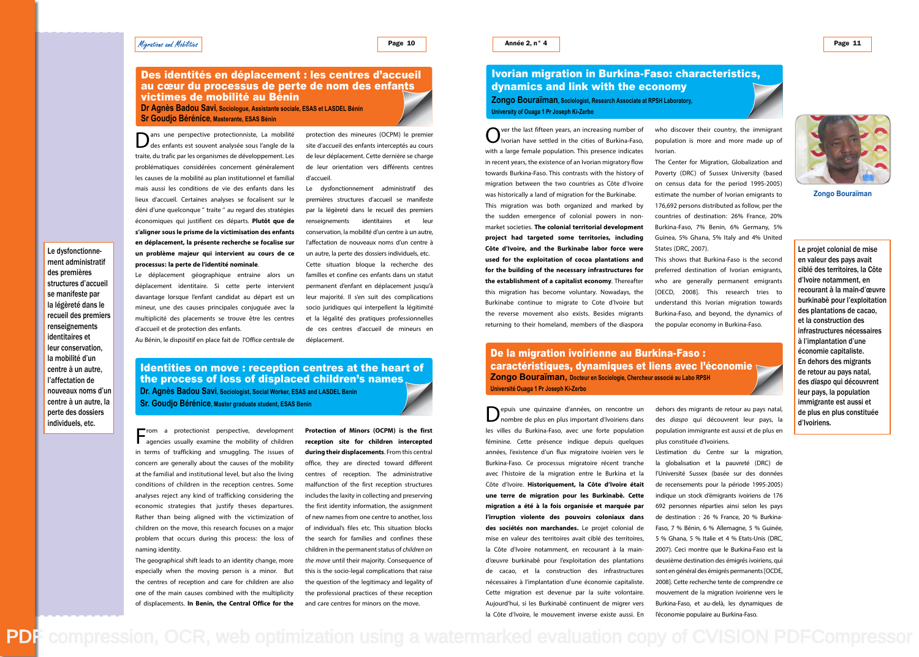# Des identités en déplacement : les centres d'accueil au cœur du processus de perte de nom des enfants victimes de mobilité au Bénin

**Dr Agnès Badou Savi**, Sociologue, Assistante sociale, ESAS et LASDEL Bénin
**Sr Goudjo Bérénice**, Masterante, ESAS Bénin

Dans une perspective protectionniste, La mobilité des enfants est souvent analysée sous l'angle de la traite, du trafic par les organismes de développement. Les problématiques considérées concernent généralement les causes de la mobilité au plan institutionnel et familial mais aussi les conditions de vie des enfants dans les lieux d'accueil. Certaines analyses se focalisent sur le déni d'une quelconque " traite " au regard des stratégies économiques qui justifient ces départs. **Plutôt que de s'aligner sous le prisme de la victimisation des enfants en déplacement, la présente recherche se focalise sur un problème majeur qui intervient au cours de ce processus: la perte de l'identité nominale.**

Le déplacement géographique entraine alors un déplacement identitaire. Si cette perte intervient davantage lorsque l'enfant candidat au départ est un mineur, une des causes principales conjuguée avec la multiplicité des placements se trouve être les centres d'accueil et de protection des enfants.

Au Bénin, le dispositif en place fait de l'Office centrale de protection des mineures (OCPM) le premier site d'accueil des enfants interceptés au cours de leur déplacement. Cette dernière se charge de leur orientation vers différents centres d'accueil.

Le dysfonctionnement administratif des premières structures d'accueil se manifeste par la légèreté dans le recueil des premiers renseignements identitaires et leur conservation, la mobilité d'un centre à un autre, l'affectation de nouveaux noms d'un centre à un autre, la perte des dossiers individuels, etc.

Cette situation bloque la recherche des familles et confine ces enfants dans un statut permanent d'enfant en déplacement jusqu'à leur majorité. Il s'en suit des complications socio juridiques qui interpellent la légitimité et la légalité des pratiques professionnelles de ces centres d'accueil de mineurs en déplacement.

> Le dysfonctionnement administratif des premières structures d'accueil se manifeste par la légèreté dans le recueil des premiers renseignements identitaires et leur conservation, la mobilité d'un centre à un autre, l'affectation de nouveaux noms d'un centre à un autre, la perte des dossiers individuels, etc.

# Identities on move : reception centres at the heart of the process of loss of displaced children's names

**Dr. Agnès Badou Savi**, Sociologist, Social Worker, ESAS and LASDEL Bénin
**Sr. Goudjo Bérénice**, Master graduate student, ESAS Benin

From a protectionist perspective, development agencies usually examine the mobility of children in terms of trafficking and smuggling. The issues of concern are generally about the causes of the mobility at the familial and institutional level, but also the living conditions of children in the reception centres. Some analyses reject any kind of trafficking considering the economic strategies that justify theses departures. Rather than being aligned with the victimization of children on the move, this research focuses on a major problem that occurs during this process: the loss of naming identity.

The geographical shift leads to an identity change, more especially when the moving person is a minor. But the centres of reception and care for children are also one of the main causes combined with the multiplicity of displacements. **In Benin, the Central Office for the Protection of Minors (OCPM) is the first reception site for children intercepted during their displacements.** From this central office, they are directed toward different centres of reception. The administrative malfunction of the first reception structures includes the laxity in collecting and preserving the first identity information, the assignment of new names from one centre to another, loss of individual's files etc. This situation blocks the search for families and confines these children in the permanent status of *children on the move* until their majority. Consequence of this is the socio-legal complications that raise the question of the legitimacy and legality of the professional practices of these reception and care centres for minors on the move.

# Ivorian migration in Burkina-Faso: characteristics, dynamics and link with the economy

**Zongo Bouraïman**, Sociologist, Research Associate at RPSH Laboratory, University of Ouaga 1 Pr Joseph Ki-Zerbo

Over the last fifteen years, an increasing number of Ivorian have settled in the cities of Burkina-Faso, with a large female population. This presence indicates in recent years, the existence of an Ivorian migratory flow towards Burkina-Faso. This contrasts with the history of migration between the two countries as Côte d'Ivoire was historically a land of migration for the Burkinabe. This migration was both organized and marked by the sudden emergence of colonial powers in non-market societies. **The colonial territorial development project had targeted some territories, including Côte d'Ivoire, and the Burkinabe labor force were used for the exploitation of cocoa plantations and for the building of the necessary infrastructures for the establishment of a capitalist economy.** Thereafter this migration has become voluntary. Nowadays, the Burkinabe continue to migrate to Cote d'Ivoire but the reverse movement also exists. Besides migrants returning to their homeland, members of the diaspora who discover their country, the immigrant population is more and more made up of Ivorian.

The Center for Migration, Globalization and Poverty (DRC) of Sussex University (based on census data for the period 1995-2005) estimate the number of Ivorian emigrants to 176,692 persons distributed as follow, per the countries of destination: 26% France, 20% Burkina-Faso, 7% Benin, 6% Germany, 5% Guinea, 5% Ghana, 5% Italy and 4% United States (DRC, 2007).

This shows that Burkina-Faso is the second preferred destination of Ivorian emigrants, who are generally permanent emigrants [OECD, 2008]. This research tries to understand this Ivorian migration towards Burkina-Faso, and beyond, the dynamics of the popular economy in Burkina-Faso.

Zongo Bouraïman

> Le projet colonial de mise en valeur des pays avait ciblé des territoires, la Côte d'Ivoire notamment, en recourant à la main-d'œuvre burkinabè pour l'exploitation des plantations de cacao, et la construction des infrastructures nécessaires à l'implantation d'une économie capitaliste. En dehors des migrants de retour au pays natal, des *diaspo* qui découvrent leur pays, la population immigrante est aussi et de plus en plus constituée d'Ivoiriens.

# De la migration ivoirienne au Burkina-Faso : caractéristiques, dynamiques et liens avec l'économie

**Zongo Bouraïman,** Docteur en Sociologie, Chercheur associé au Labo RPSH, Université Ouaga 1 Pr Joseph Ki-Zerbo

Depuis une quinzaine d'années, on rencontre un nombre de plus en plus important d'Ivoiriens dans les villes du Burkina-Faso, avec une forte population féminine. Cette présence indique depuis quelques années, l'existence d'un flux migratoire ivoirien vers le Burkina-Faso. Ce processus migratoire récent tranche avec l'histoire de la migration entre le Burkina et la Côte d'Ivoire. **Historiquement, la Côte d'Ivoire était une terre de migration pour les Burkinabè. Cette migration a été à la fois organisée et marquée par l'irruption violente des pouvoirs coloniaux dans des sociétés non marchandes.** Le projet colonial de mise en valeur des territoires avait ciblé des territoires, la Côte d'Ivoire notamment, en recourant à la main-d'œuvre burkinabè pour l'exploitation des plantations de cacao, et la construction des infrastructures nécessaires à l'implantation d'une économie capitaliste. Cette migration est devenue par la suite volontaire. Aujourd'hui, si les Burkinabè continuent de migrer vers la Côte d'Ivoire, le mouvement inverse existe aussi. En dehors des migrants de retour au pays natal, des *diaspo* qui découvrent leur pays, la population immigrante est aussi et de plus en plus constituée d'Ivoiriens.

L'estimation du Centre sur la migration, la globalisation et la pauvreté (DRC) de l'Université Sussex (basée sur des données de recensements pour la période 1995-2005) indique un stock d'émigrants ivoiriens de 176 692 personnes réparties ainsi selon les pays de destination : 26 % France, 20 % Burkina-Faso, 7 % Bénin, 6 % Allemagne, 5 % Guinée, 5 % Ghana, 5 % Italie et 4 % Etats-Unis (DRC, 2007). Ceci montre que le Burkina-Faso est la deuxième destination des émigrés ivoiriens, qui sont en général des émigrés permanents [OCDE, 2008]. Cette recherche tente de comprendre ce mouvement de la migration ivoirienne vers le Burkina-Faso, et au-delà, les dynamiques de l'économie populaire au Burkina-Faso.